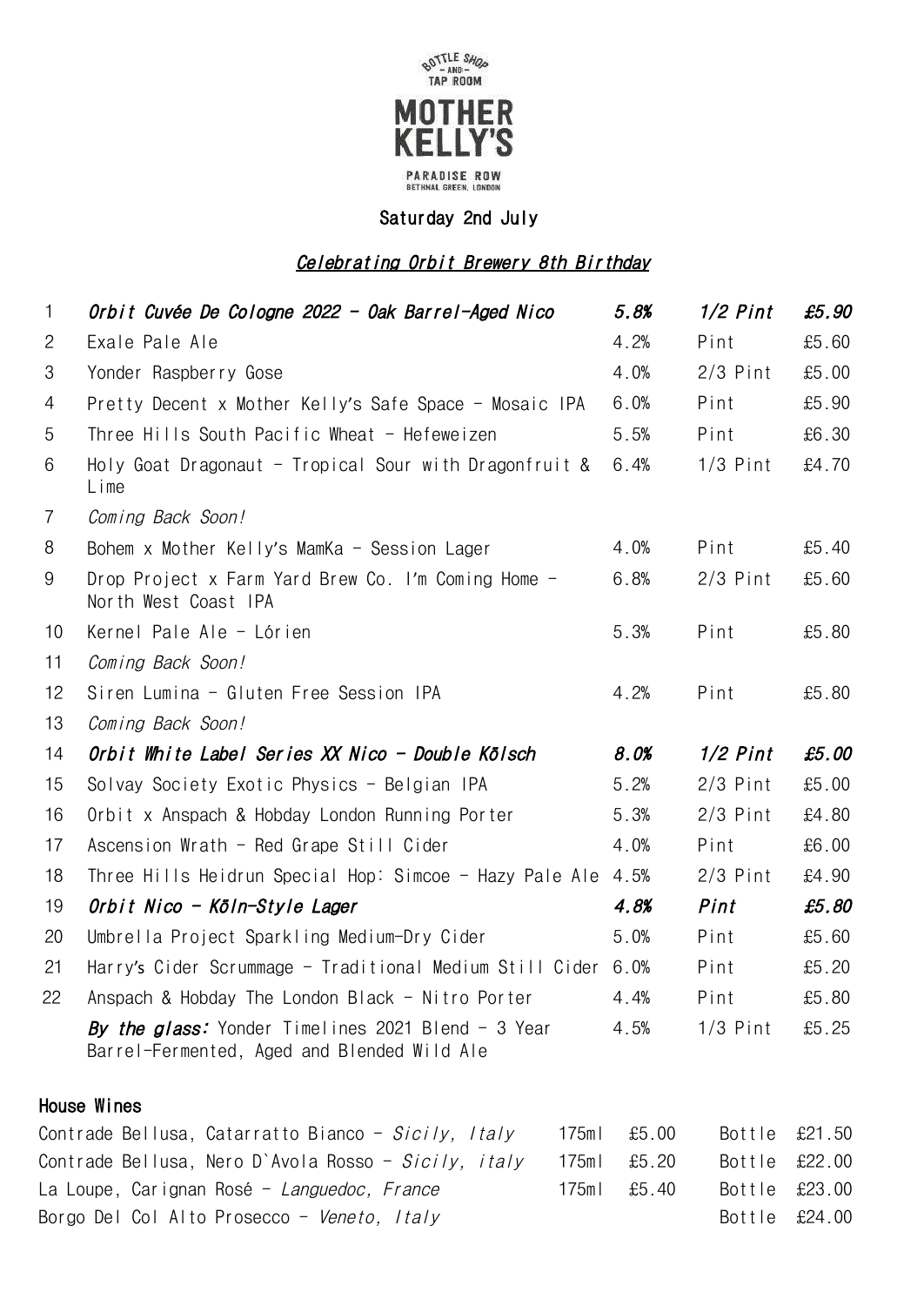BOTTLE SHOP – AND – TAP ROOM

# MOTHER KELLY'S

PARADISE ROW
BETHNAL GREEN, LONDON

**Saturday 2nd July**

***Celebrating Orbit Brewery 8th Birthday***

| | | | | |
|---|---|---|---|---|
| 1 | ***Orbit Cuvée De Cologne 2022 - Oak Barrel-Aged Nico*** | ***5.8%*** | ***1/2 Pint*** | ***£5.90*** |
| 2 | Exale Pale Ale | 4.2% | Pint | £5.60 |
| 3 | Yonder Raspberry Gose | 4.0% | 2/3 Pint | £5.00 |
| 4 | Pretty Decent x Mother Kelly's Safe Space - Mosaic IPA | 6.0% | Pint | £5.90 |
| 5 | Three Hills South Pacific Wheat - Hefeweizen | 5.5% | Pint | £6.30 |
| 6 | Holy Goat Dragonaut - Tropical Sour with Dragonfruit & Lime | 6.4% | 1/3 Pint | £4.70 |
| 7 | *Coming Back Soon!* | | | |
| 8 | Bohem x Mother Kelly's MamKa - Session Lager | 4.0% | Pint | £5.40 |
| 9 | Drop Project x Farm Yard Brew Co. I'm Coming Home - North West Coast IPA | 6.8% | 2/3 Pint | £5.60 |
| 10 | Kernel Pale Ale - Lórien | 5.3% | Pint | £5.80 |
| 11 | *Coming Back Soon!* | | | |
| 12 | Siren Lumina - Gluten Free Session IPA | 4.2% | Pint | £5.80 |
| 13 | *Coming Back Soon!* | | | |
| 14 | ***Orbit White Label Series XX Nico - Double Kölsch*** | ***8.0%*** | ***1/2 Pint*** | ***£5.00*** |
| 15 | Solvay Society Exotic Physics - Belgian IPA | 5.2% | 2/3 Pint | £5.00 |
| 16 | Orbit x Anspach & Hobday London Running Porter | 5.3% | 2/3 Pint | £4.80 |
| 17 | Ascension Wrath - Red Grape Still Cider | 4.0% | Pint | £6.00 |
| 18 | Three Hills Heidrun Special Hop: Simcoe - Hazy Pale Ale | 4.5% | 2/3 Pint | £4.90 |
| 19 | ***Orbit Nico - Köln-Style Lager*** | ***4.8%*** | ***Pint*** | ***£5.80*** |
| 20 | Umbrella Project Sparkling Medium-Dry Cider | 5.0% | Pint | £5.60 |
| 21 | Harry's Cider Scrummage - Traditional Medium Still Cider | 6.0% | Pint | £5.20 |
| 22 | Anspach & Hobday The London Black - Nitro Porter | 4.4% | Pint | £5.80 |
| | ***By the glass:*** Yonder Timelines 2021 Blend - 3 Year Barrel-Fermented, Aged and Blended Wild Ale | 4.5% | 1/3 Pint | £5.25 |

## House Wines

| | | | | |
|---|---|---|---|---|
| Contrade Bellusa, Catarratto Bianco - *Sicily, Italy* | 175ml | £5.00 | Bottle | £21.50 |
| Contrade Bellusa, Nero D`Avola Rosso - *Sicily, italy* | 175ml | £5.20 | Bottle | £22.00 |
| La Loupe, Carignan Rosé - *Languedoc, France* | 175ml | £5.40 | Bottle | £23.00 |
| Borgo Del Col Alto Prosecco - *Veneto, Italy* | | | Bottle | £24.00 |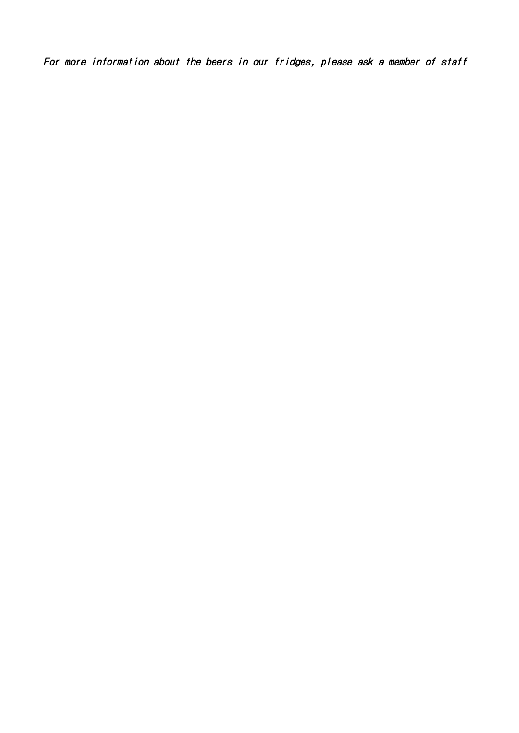*For more information about the beers in our fridges, please ask a member of staff*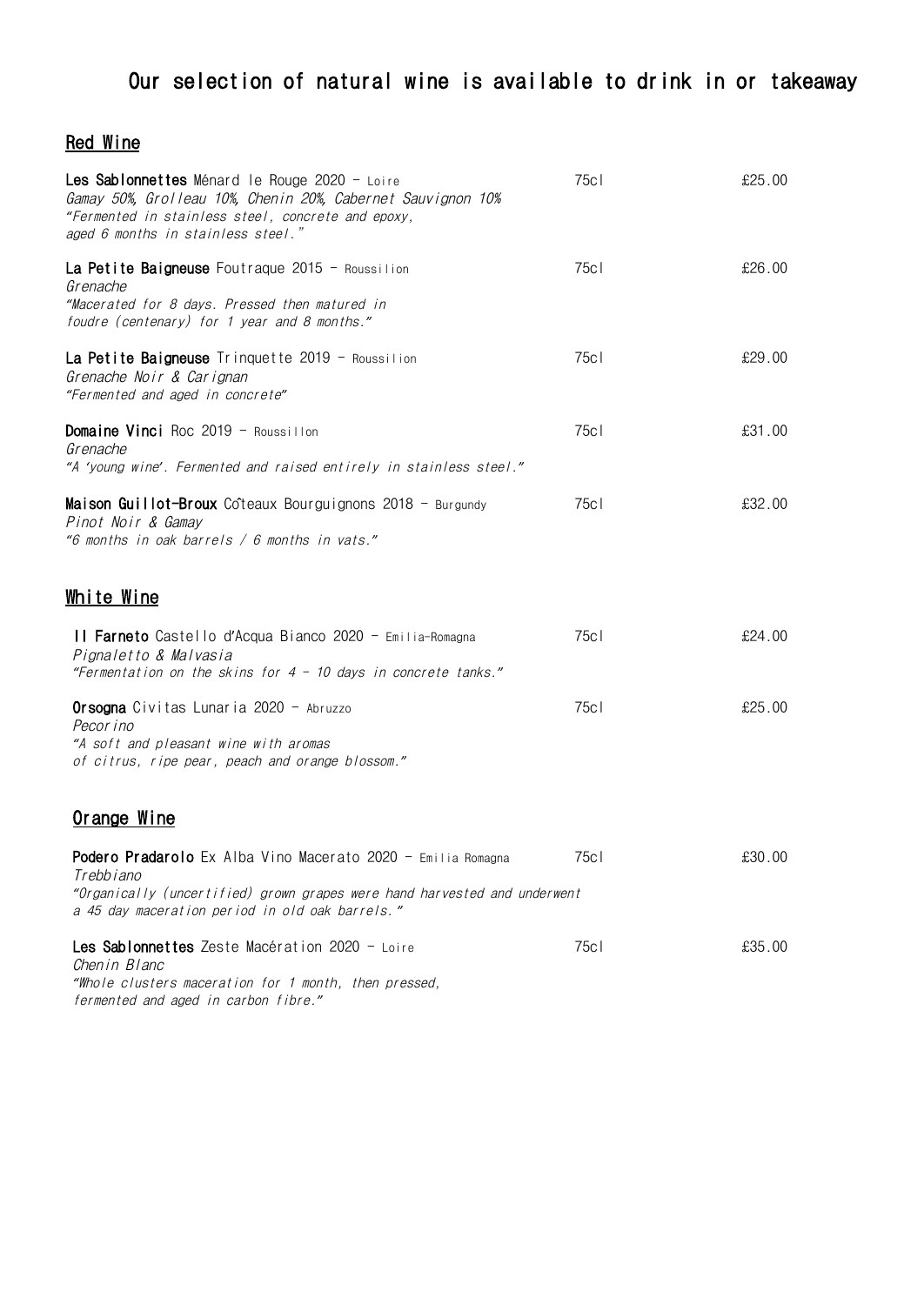# Our selection of natural wine is available to drink in or takeaway

## Red Wine

**Les Sablonnettes** Ménard le Rouge 2020 - Loire | 75cl | £25.00
*Gamay 50%, Grolleau 10%, Chenin 20%, Cabernet Sauvignon 10%*
*"Fermented in stainless steel, concrete and epoxy, aged 6 months in stainless steel."*

**La Petite Baigneuse** Foutraque 2015 - Roussilion | 75cl | £26.00
*Grenache*
*"Macerated for 8 days. Pressed then matured in foudre (centenary) for 1 year and 8 months."*

**La Petite Baigneuse** Trinquette 2019 - Roussilion | 75cl | £29.00
*Grenache Noir & Carignan*
*"Fermented and aged in concrete"*

**Domaine Vinci** Roc 2019 - Roussillon | 75cl | £31.00
*Grenache*
*"A 'young wine'. Fermented and raised entirely in stainless steel."*

**Maison Guillot-Broux** Coteaux Bourguignons 2018 - Burgundy | 75cl | £32.00
*Pinot Noir & Gamay*
*"6 months in oak barrels / 6 months in vats."*

## White Wine

**Il Farneto** Castello d'Acqua Bianco 2020 - Emilia-Romagna | 75cl | £24.00
*Pignaletto & Malvasia*
*"Fermentation on the skins for 4 - 10 days in concrete tanks."*

**Orsogna** Civitas Lunaria 2020 - Abruzzo | 75cl | £25.00
*Pecorino*
*"A soft and pleasant wine with aromas of citrus, ripe pear, peach and orange blossom."*

## Orange Wine

**Podero Pradarolo** Ex Alba Vino Macerato 2020 - Emilia Romagna | 75cl | £30.00
*Trebbiano*
*"Organically (uncertified) grown grapes were hand harvested and underwent a 45 day maceration period in old oak barrels."*

**Les Sablonnettes** Zeste Macération 2020 - Loire | 75cl | £35.00
*Chenin Blanc*
*"Whole clusters maceration for 1 month, then pressed, fermented and aged in carbon fibre."*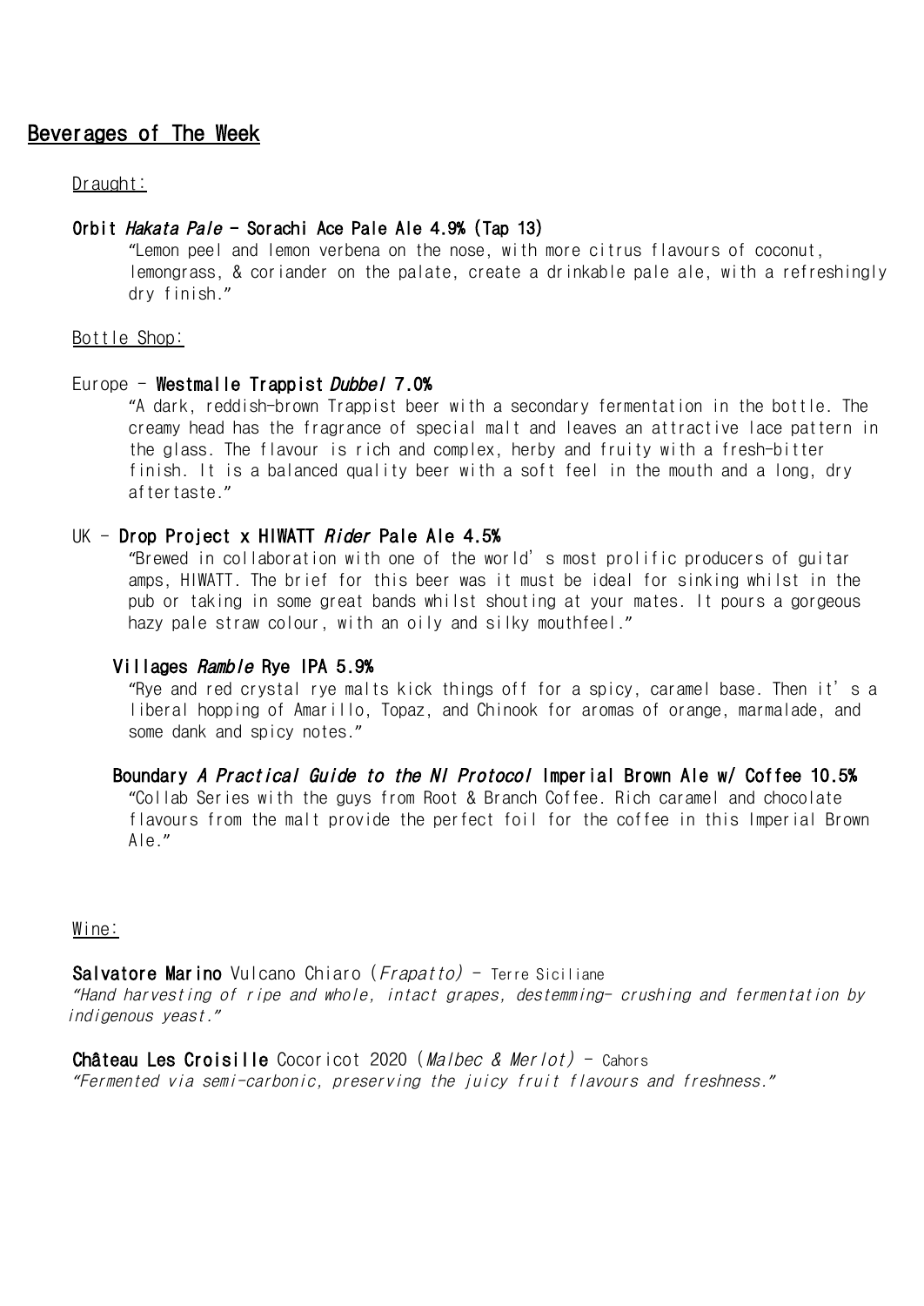## Beverages of The Week

Draught:

**Orbit *Hakata Pale* - Sorachi Ace Pale Ale 4.9% (Tap 13)**

"Lemon peel and lemon verbena on the nose, with more citrus flavours of coconut, lemongrass, & coriander on the palate, create a drinkable pale ale, with a refreshingly dry finish."

Bottle Shop:

Europe - **Westmalle Trappist *Dubbel* 7.0%**

"A dark, reddish-brown Trappist beer with a secondary fermentation in the bottle. The creamy head has the fragrance of special malt and leaves an attractive lace pattern in the glass. The flavour is rich and complex, herby and fruity with a fresh-bitter finish. It is a balanced quality beer with a soft feel in the mouth and a long, dry aftertaste."

UK - **Drop Project x HIWATT *Rider* Pale Ale 4.5%**

"Brewed in collaboration with one of the world's most prolific producers of guitar amps, HIWATT. The brief for this beer was it must be ideal for sinking whilst in the pub or taking in some great bands whilst shouting at your mates. It pours a gorgeous hazy pale straw colour, with an oily and silky mouthfeel."

**Villages *Ramble* Rye IPA 5.9%**

"Rye and red crystal rye malts kick things off for a spicy, caramel base. Then it's a liberal hopping of Amarillo, Topaz, and Chinook for aromas of orange, marmalade, and some dank and spicy notes."

**Boundary *A Practical Guide to the NI Protocol* Imperial Brown Ale w/ Coffee 10.5%**

"Collab Series with the guys from Root & Branch Coffee. Rich caramel and chocolate flavours from the malt provide the perfect foil for the coffee in this Imperial Brown Ale."

Wine:

**Salvatore Marino** Vulcano Chiaro (*Frapatto*) - Terre Siciliane

*"Hand harvesting of ripe and whole, intact grapes, destemming- crushing and fermentation by indigenous yeast."*

**Château Les Croisille** Cocoricot 2020 (*Malbec & Merlot*) - Cahors

*"Fermented via semi-carbonic, preserving the juicy fruit flavours and freshness."*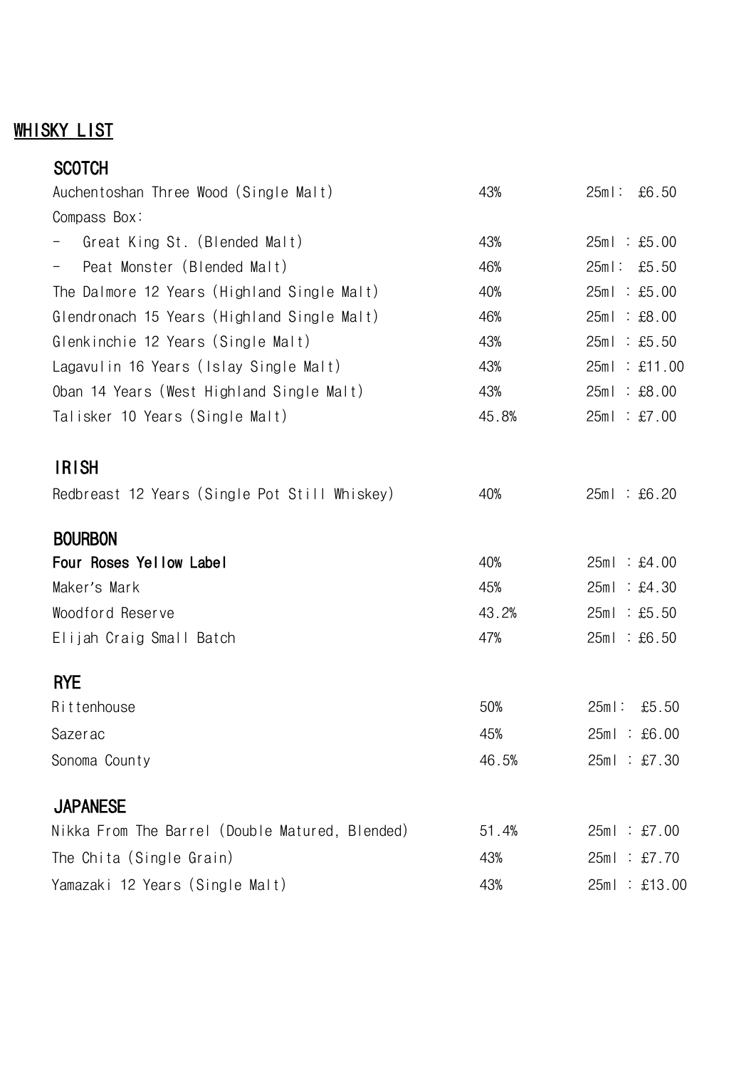# WHISKY LIST

## SCOTCH

| | | |
|---|---|---|
| Auchentoshan Three Wood (Single Malt) | 43% | 25ml: £6.50 |
| Compass Box: | | |
| - Great King St. (Blended Malt) | 43% | 25ml : £5.00 |
| - Peat Monster (Blended Malt) | 46% | 25ml: £5.50 |
| The Dalmore 12 Years (Highland Single Malt) | 40% | 25ml : £5.00 |
| Glendronach 15 Years (Highland Single Malt) | 46% | 25ml : £8.00 |
| Glenkinchie 12 Years (Single Malt) | 43% | 25ml : £5.50 |
| Lagavulin 16 Years (Islay Single Malt) | 43% | 25ml : £11.00 |
| Oban 14 Years (West Highland Single Malt) | 43% | 25ml : £8.00 |
| Talisker 10 Years (Single Malt) | 45.8% | 25ml : £7.00 |

## IRISH

| | | |
|---|---|---|
| Redbreast 12 Years (Single Pot Still Whiskey) | 40% | 25ml : £6.20 |

## BOURBON

| | | |
|---|---|---|
| **Four Roses Yellow Label** | 40% | 25ml : £4.00 |
| Maker's Mark | 45% | 25ml : £4.30 |
| Woodford Reserve | 43.2% | 25ml : £5.50 |
| Elijah Craig Small Batch | 47% | 25ml : £6.50 |

## RYE

| | | |
|---|---|---|
| Rittenhouse | 50% | 25ml: £5.50 |
| Sazerac | 45% | 25ml : £6.00 |
| Sonoma County | 46.5% | 25ml : £7.30 |

## JAPANESE

| | | |
|---|---|---|
| Nikka From The Barrel (Double Matured, Blended) | 51.4% | 25ml : £7.00 |
| The Chita (Single Grain) | 43% | 25ml : £7.70 |
| Yamazaki 12 Years (Single Malt) | 43% | 25ml : £13.00 |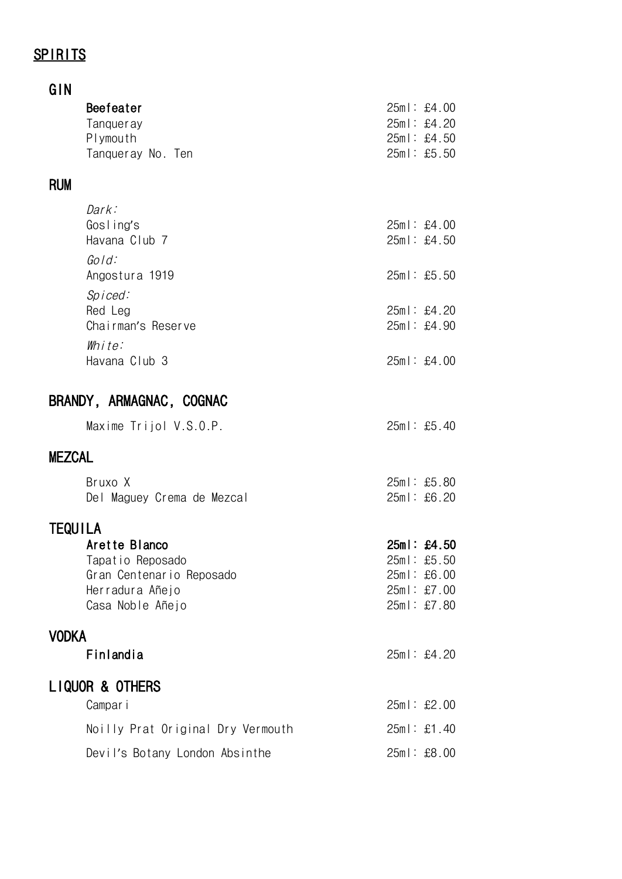## SPIRITS

### GIN

| | |
|---|---|
| **Beefeater** | 25ml: £4.00 |
| Tanqueray | 25ml: £4.20 |
| Plymouth | 25ml: £4.50 |
| Tanqueray No. Ten | 25ml: £5.50 |

### RUM

| | |
|---|---|
| *Dark:* | |
| Gosling's | 25ml: £4.00 |
| Havana Club 7 | 25ml: £4.50 |
| *Gold:* | |
| Angostura 1919 | 25ml: £5.50 |
| *Spiced:* | |
| Red Leg | 25ml: £4.20 |
| Chairman's Reserve | 25ml: £4.90 |
| *White:* | |
| Havana Club 3 | 25ml: £4.00 |

### BRANDY, ARMAGNAC, COGNAC

| | |
|---|---|
| Maxime Trijol V.S.O.P. | 25ml: £5.40 |

### MEZCAL

| | |
|---|---|
| Bruxo X | 25ml: £5.80 |
| Del Maguey Crema de Mezcal | 25ml: £6.20 |

### TEQUILA

| | |
|---|---|
| **Arette Blanco** | **25ml: £4.50** |
| Tapatio Reposado | 25ml: £5.50 |
| Gran Centenario Reposado | 25ml: £6.00 |
| Herradura Añejo | 25ml: £7.00 |
| Casa Noble Añejo | 25ml: £7.80 |

### VODKA

| | |
|---|---|
| **Finlandia** | 25ml: £4.20 |

### LIQUOR & OTHERS

| | |
|---|---|
| Campari | 25ml: £2.00 |
| Noilly Prat Original Dry Vermouth | 25ml: £1.40 |
| Devil's Botany London Absinthe | 25ml: £8.00 |